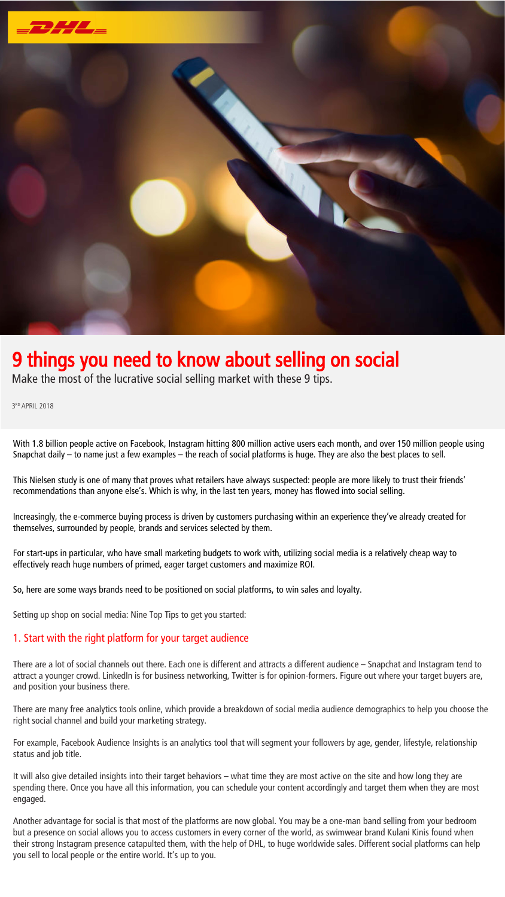# 9 things you need to know about selling on social

Make the most of the lucrative social selling market with these 9 tips.

3RD APRIL 2018

With 1.8 billion people active on Facebook, Instagram hitting 800 million active users each month, and over 150 million people using Snapchat daily – to name just a few examples – the reach of social platforms is huge. They are also the best places to sell.

This Nielsen study is one of many that proves what retailers have always suspected: people are more likely to trust their friends' recommendations than anyone else's. Which is why, in the last ten years, money has flowed into social selling.

Increasingly, the e-commerce buying process is driven by customers purchasing within an experience they've already created for themselves, surrounded by people, brands and services selected by them.

For start-ups in particular, who have small marketing budgets to work with, utilizing social media is a relatively cheap way to effectively reach huge numbers of primed, eager target customers and maximize ROI.

So, here are some ways brands need to be positioned on social platforms, to win sales and loyalty.

Setting up shop on social media: Nine Top Tips to get you started:

## 1. Start with the right platform for your target audience

There are a lot of social channels out there. Each one is different and attracts a different audience – Snapchat and Instagram tend to attract a younger crowd. LinkedIn is for business networking, Twitter is for opinion-formers. Figure out where your target buyers are, and position your business there.

There are many free analytics tools online, which provide a breakdown of social media audience demographics to help you choose the right social channel and build your marketing strategy.

For example, Facebook Audience Insights is an analytics tool that will segment your followers by age, gender, lifestyle, relationship status and job title.

It will also give detailed insights into their target behaviors – what time they are most active on the site and how long they are spending there. Once you have all this information, you can schedule your content accordingly and target them when they are most engaged.

Another advantage for social is that most of the platforms are now global. You may be a one-man band selling from your bedroom but a presence on social allows you to access customers in every corner of the world, as swimwear brand Kulani Kinis found when their strong Instagram presence catapulted them, with the help of DHL, to huge worldwide sales. Different social platforms can help you sell to local people or the entire world. It's up to you.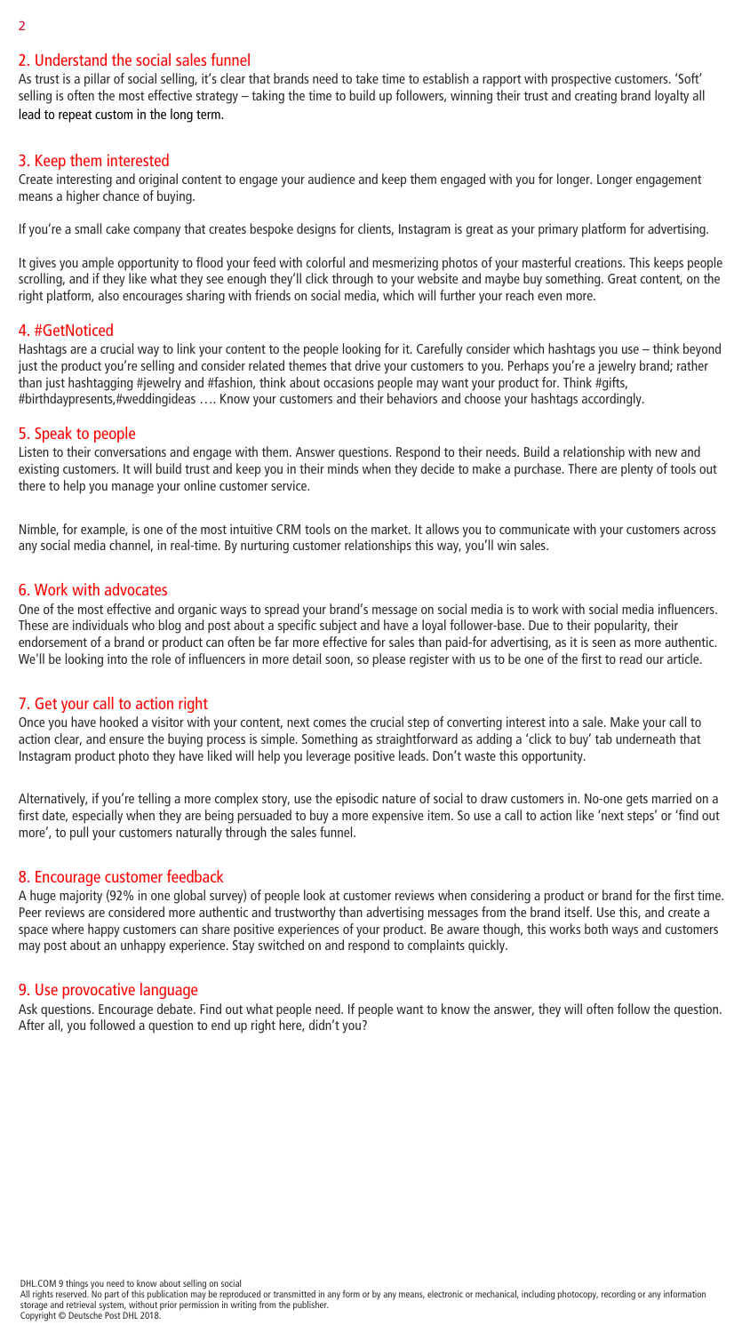## 2. Understand the social sales funnel

As trust is a pillar of social selling, it's clear that brands need to take time to establish a rapport with prospective customers. 'Soft' selling is often the most effective strategy – taking the time to build up followers, winning their trust and creating brand loyalty all lead to repeat custom in the long term.

## 3. Keep them interested

Create interesting and original content to engage your audience and keep them engaged with you for longer. Longer engagement means a higher chance of buying.

If you're a small cake company that creates bespoke designs for clients, Instagram is great as your primary platform for advertising.

It gives you ample opportunity to flood your feed with colorful and mesmerizing photos of your masterful creations. This keeps people scrolling, and if they like what they see enough they'll click through to your website and maybe buy something. Great content, on the right platform, also encourages sharing with friends on social media, which will further your reach even more.

## 4. #GetNoticed

Hashtags are a crucial way to link your content to the people looking for it. Carefully consider which hashtags you use – think beyond just the product you're selling and consider related themes that drive your customers to you. Perhaps you're a jewelry brand; rather than just hashtagging #jewelry and #fashion, think about occasions people may want your product for. Think #gifts, #birthdaypresents,#weddingideas …. Know your customers and their behaviors and choose your hashtags accordingly.

## 5. Speak to people

Listen to their conversations and engage with them. Answer questions. Respond to their needs. Build a relationship with new and existing customers. It will build trust and keep you in their minds when they decide to make a purchase. There are plenty of tools out there to help you manage your online customer service.

Nimble, for example, is one of the most intuitive CRM tools on the market. It allows you to communicate with your customers across any social media channel, in real-time. By nurturing customer relationships this way, you'll win sales.

## 6. Work with advocates

One of the most effective and organic ways to spread your brand's message on social media is to work with social media influencers. These are individuals who blog and post about a specific subject and have a loyal follower-base. Due to their popularity, their endorsement of a brand or product can often be far more effective for sales than paid-for advertising, as it is seen as more authentic. We'll be looking into the role of influencers in more detail soon, so please register with us to be one of the first to read our article.

## 7. Get your call to action right

Once you have hooked a visitor with your content, next comes the crucial step of converting interest into a sale. Make your call to action clear, and ensure the buying process is simple. Something as straightforward as adding a 'click to buy' tab underneath that Instagram product photo they have liked will help you leverage positive leads. Don't waste this opportunity.

Alternatively, if you're telling a more complex story, use the episodic nature of social to draw customers in. No-one gets married on a first date, especially when they are being persuaded to buy a more expensive item. So use a call to action like 'next steps' or 'find out more', to pull your customers naturally through the sales funnel.

## 8. Encourage customer feedback

A huge majority (92% in one global survey) of people look at customer reviews when considering a product or brand for the first time. Peer reviews are considered more authentic and trustworthy than advertising messages from the brand itself. Use this, and create a space where happy customers can share positive experiences of your product. Be aware though, this works both ways and customers may post about an unhappy experience. Stay switched on and respond to complaints quickly.

## 9. Use provocative language

Ask questions. Encourage debate. Find out what people need. If people want to know the answer, they will often follow the question. After all, you followed a question to end up right here, didn't you?

DHL.COM 9 things you need to know about selling on social
All rights reserved. No part of this publication may be reproduced or transmitted in any form or by any means, electronic or mechanical, including photocopy, recording or any information storage and retrieval system, without prior permission in writing from the publisher.
Copyright © Deutsche Post DHL 2018.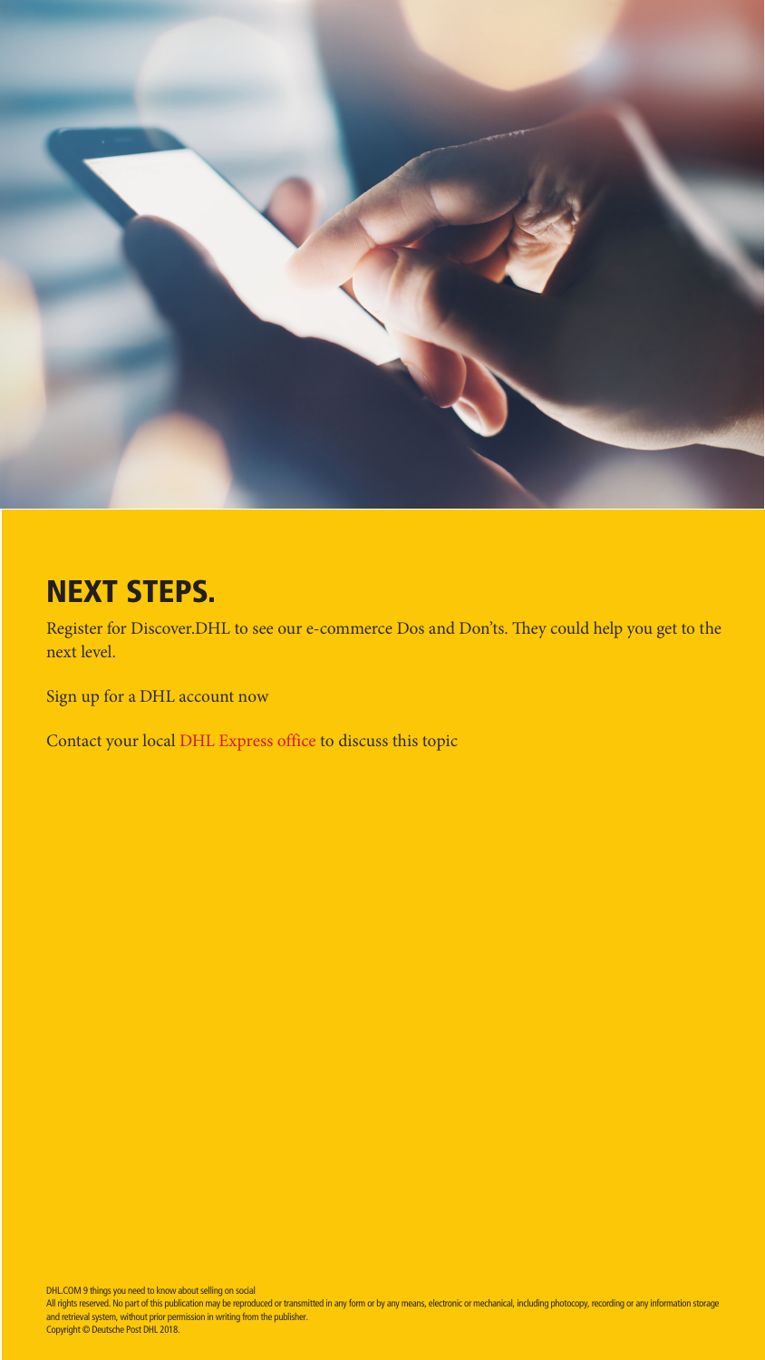## NEXT STEPS.

Register for Discover.DHL to see our e-commerce Dos and Don'ts. They could help you get to the next level.

Sign up for a DHL account now

Contact your local DHL Express office to discuss this topic

DHL.COM 9 things you need to know about selling on social
All rights reserved. No part of this publication may be reproduced or transmitted in any form or by any means, electronic or mechanical, including photocopy, recording or any information storage and retrieval system, without prior permission in writing from the publisher.
Copyright © Deutsche Post DHL 2018.